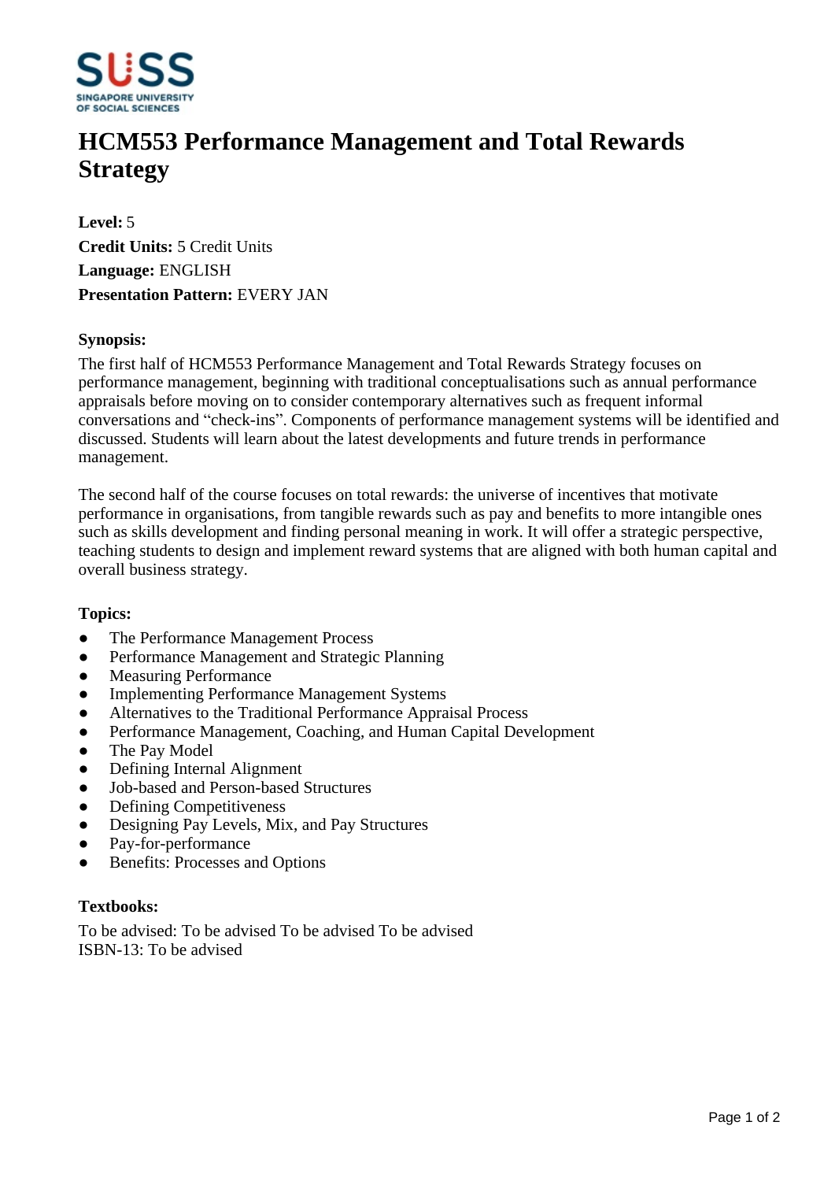# HCM553 Performance Management and Total Rewards Strategy

**Level:** 5
**Credit Units:** 5 Credit Units
**Language:** ENGLISH
**Presentation Pattern:** EVERY JAN

**Synopsis:**

The first half of HCM553 Performance Management and Total Rewards Strategy focuses on performance management, beginning with traditional conceptualisations such as annual performance appraisals before moving on to consider contemporary alternatives such as frequent informal conversations and "check-ins". Components of performance management systems will be identified and discussed. Students will learn about the latest developments and future trends in performance management.

The second half of the course focuses on total rewards: the universe of incentives that motivate performance in organisations, from tangible rewards such as pay and benefits to more intangible ones such as skills development and finding personal meaning in work. It will offer a strategic perspective, teaching students to design and implement reward systems that are aligned with both human capital and overall business strategy.

**Topics:**

- The Performance Management Process
- Performance Management and Strategic Planning
- Measuring Performance
- Implementing Performance Management Systems
- Alternatives to the Traditional Performance Appraisal Process
- Performance Management, Coaching, and Human Capital Development
- The Pay Model
- Defining Internal Alignment
- Job-based and Person-based Structures
- Defining Competitiveness
- Designing Pay Levels, Mix, and Pay Structures
- Pay-for-performance
- Benefits: Processes and Options

**Textbooks:**

To be advised: To be advised To be advised To be advised
ISBN-13: To be advised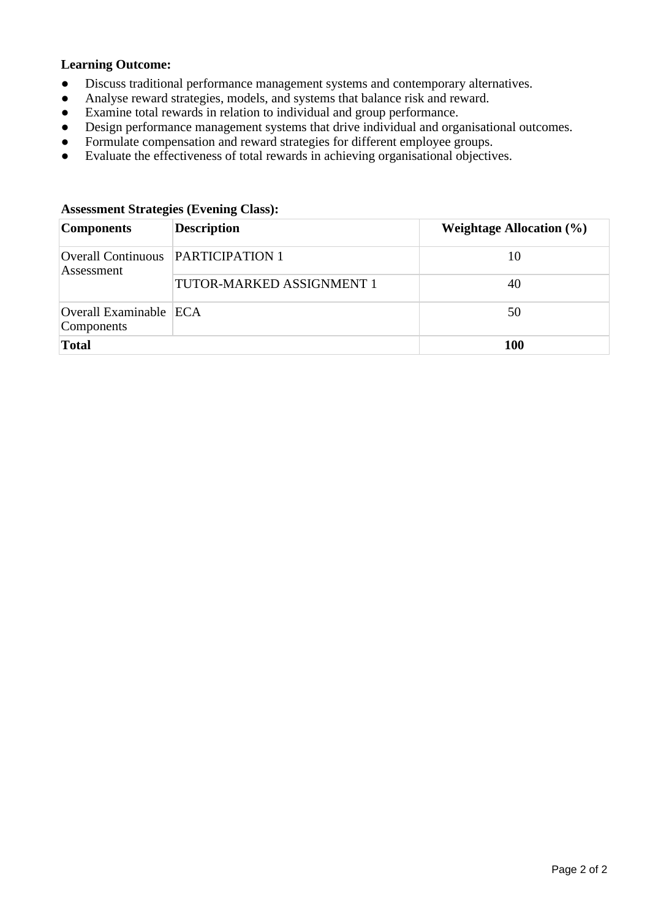**Learning Outcome:**

- Discuss traditional performance management systems and contemporary alternatives.
- Analyse reward strategies, models, and systems that balance risk and reward.
- Examine total rewards in relation to individual and group performance.
- Design performance management systems that drive individual and organisational outcomes.
- Formulate compensation and reward strategies for different employee groups.
- Evaluate the effectiveness of total rewards in achieving organisational objectives.

**Assessment Strategies (Evening Class):**

| **Components** | **Description** | **Weightage Allocation (%)** |
|---|---|---|
| Overall Continuous Assessment | PARTICIPATION 1 | 10 |
| | TUTOR-MARKED ASSIGNMENT 1 | 40 |
| Overall Examinable Components | ECA | 50 |
| **Total** | | **100** |